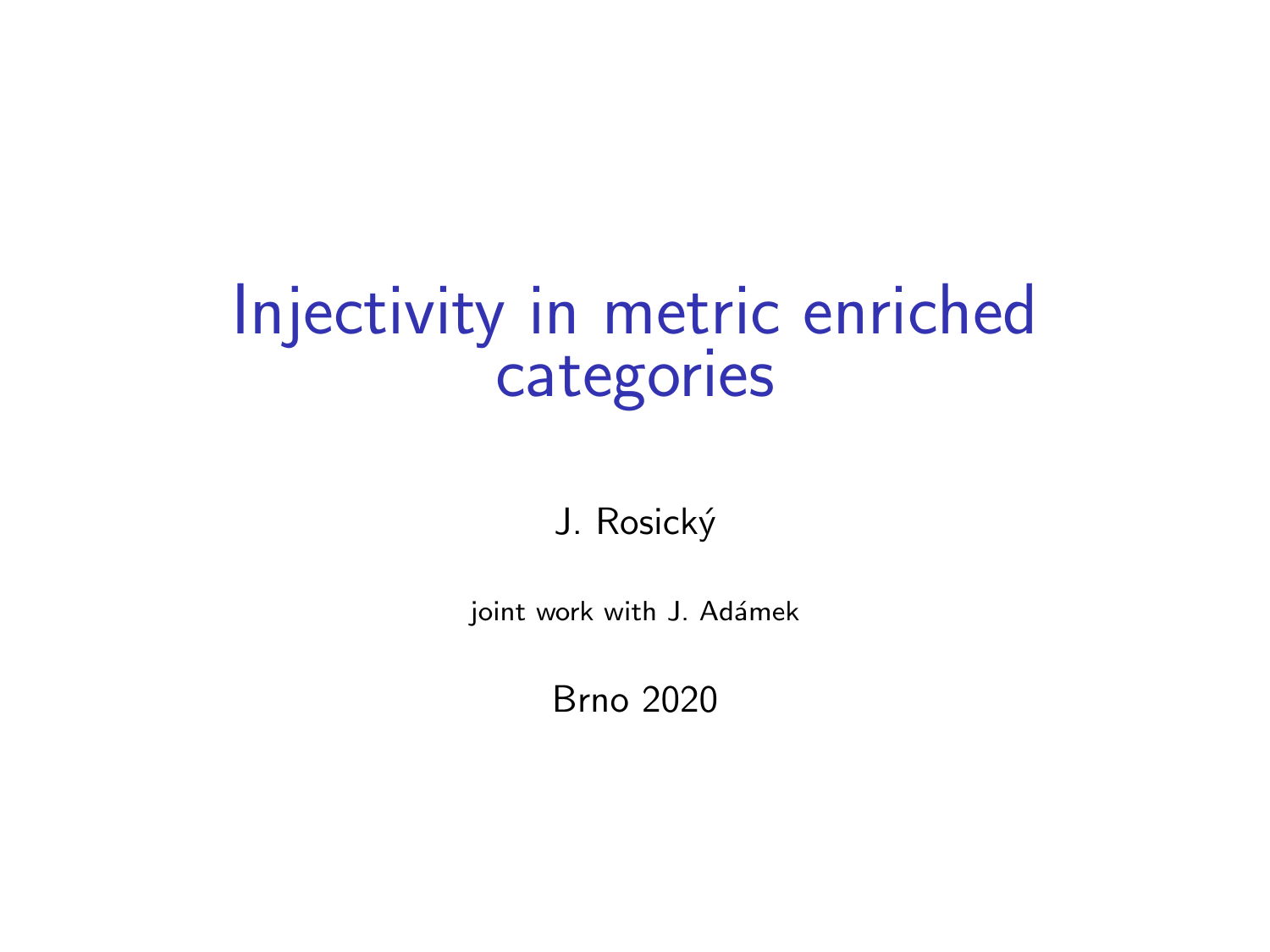# Injectivity in metric enriched categories

J. Rosický

joint work with J. Adámek

Brno 2020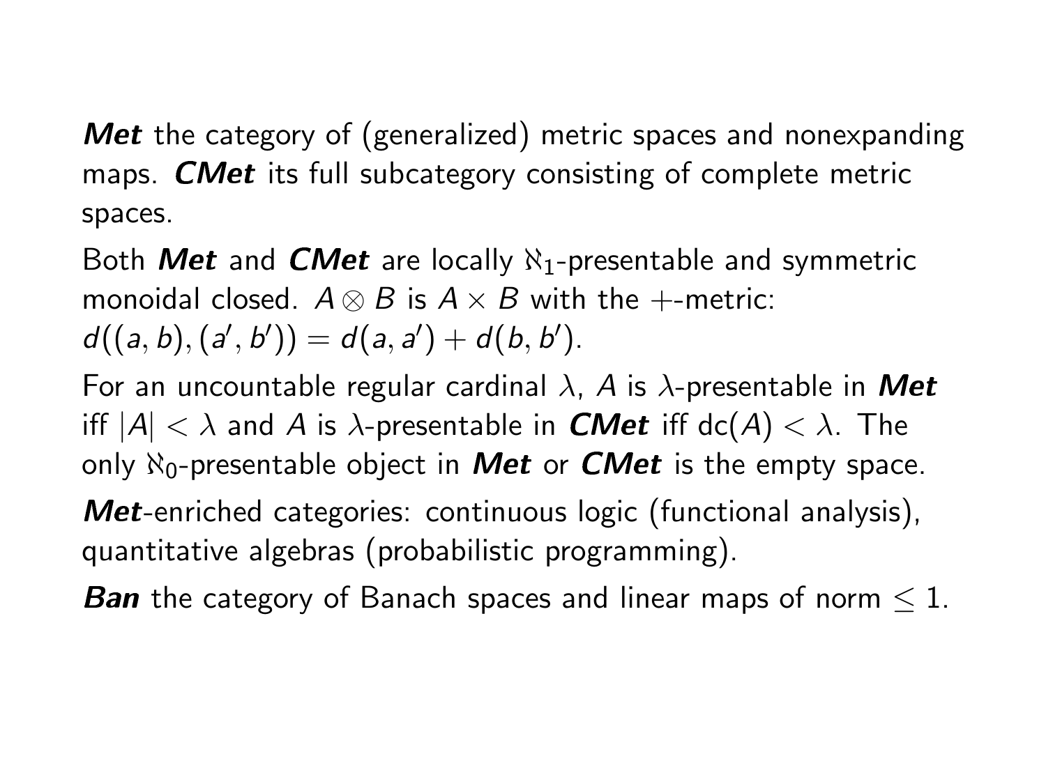***Met*** the category of (generalized) metric spaces and nonexpanding maps. ***CMet*** its full subcategory consisting of complete metric spaces.

Both ***Met*** and ***CMet*** are locally $\aleph_1$-presentable and symmetric monoidal closed. $A \otimes B$ is $A \times B$ with the $+$-metric: $d((a,b),(a',b')) = d(a,a') + d(b,b')$.

For an uncountable regular cardinal $\lambda$, $A$ is $\lambda$-presentable in ***Met*** iff $|A| < \lambda$ and $A$ is $\lambda$-presentable in ***CMet*** iff $\mathrm{dc}(A) < \lambda$. The only $\aleph_0$-presentable object in ***Met*** or ***CMet*** is the empty space.

***Met***-enriched categories: continuous logic (functional analysis), quantitative algebras (probabilistic programming).

***Ban*** the category of Banach spaces and linear maps of norm $\leq 1$.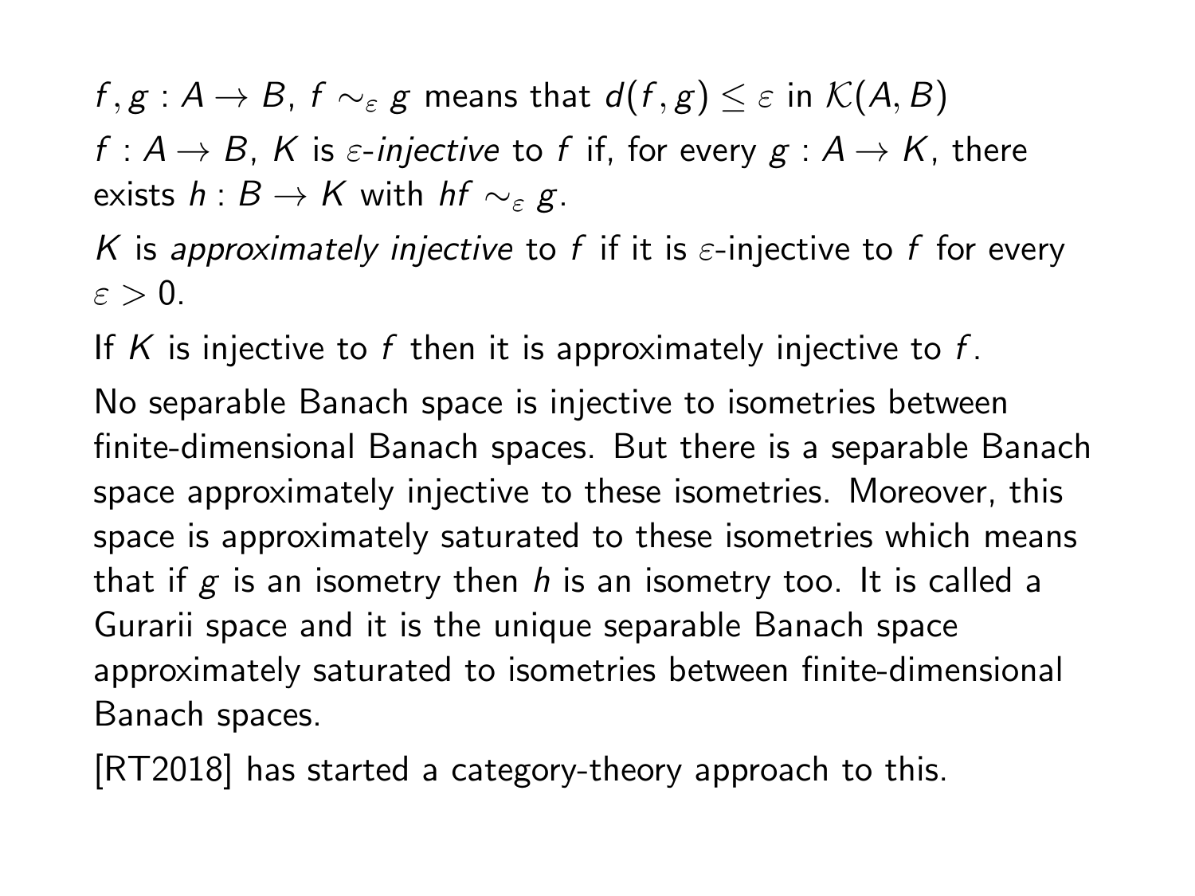$f, g : A \to B$, $f \sim_\varepsilon g$ means that $d(f, g) \leq \varepsilon$ in $\mathcal{K}(A, B)$

$f : A \to B$, $K$ is *$\varepsilon$-injective* to $f$ if, for every $g : A \to K$, there exists $h : B \to K$ with $hf \sim_\varepsilon g$.

$K$ is *approximately injective* to $f$ if it is $\varepsilon$-injective to $f$ for every $\varepsilon > 0$.

If $K$ is injective to $f$ then it is approximately injective to $f$.

No separable Banach space is injective to isometries between finite-dimensional Banach spaces. But there is a separable Banach space approximately injective to these isometries. Moreover, this space is approximately saturated to these isometries which means that if $g$ is an isometry then $h$ is an isometry too. It is called a Gurarii space and it is the unique separable Banach space approximately saturated to isometries between finite-dimensional Banach spaces.

[RT2018] has started a category-theory approach to this.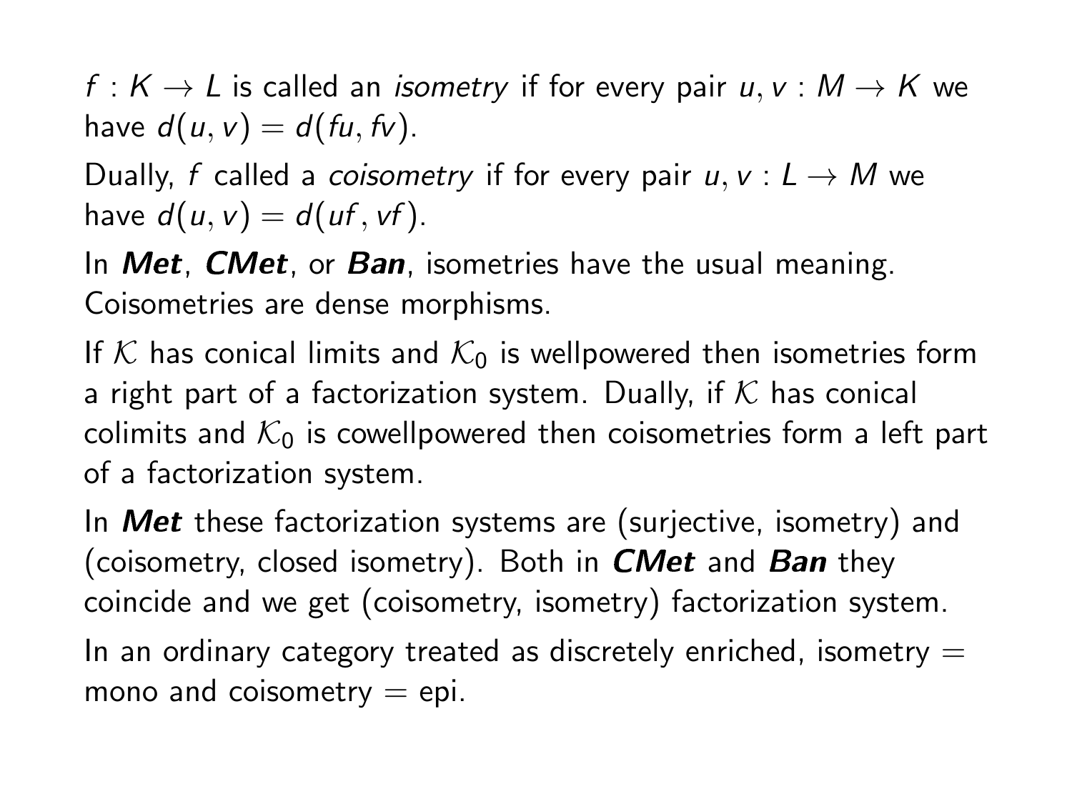$f : K \to L$ is called an *isometry* if for every pair $u, v : M \to K$ we have $d(u, v) = d(fu, fv)$.

Dually, $f$ called a *coisometry* if for every pair $u, v : L \to M$ we have $d(u, v) = d(uf, vf)$.

In ***Met***, ***CMet***, or ***Ban***, isometries have the usual meaning. Coisometries are dense morphisms.

If $\mathcal{K}$ has conical limits and $\mathcal{K}_0$ is wellpowered then isometries form a right part of a factorization system. Dually, if $\mathcal{K}$ has conical colimits and $\mathcal{K}_0$ is cowellpowered then coisometries form a left part of a factorization system.

In ***Met*** these factorization systems are (surjective, isometry) and (coisometry, closed isometry). Both in ***CMet*** and ***Ban*** they coincide and we get (coisometry, isometry) factorization system.

In an ordinary category treated as discretely enriched, isometry = mono and coisometry = epi.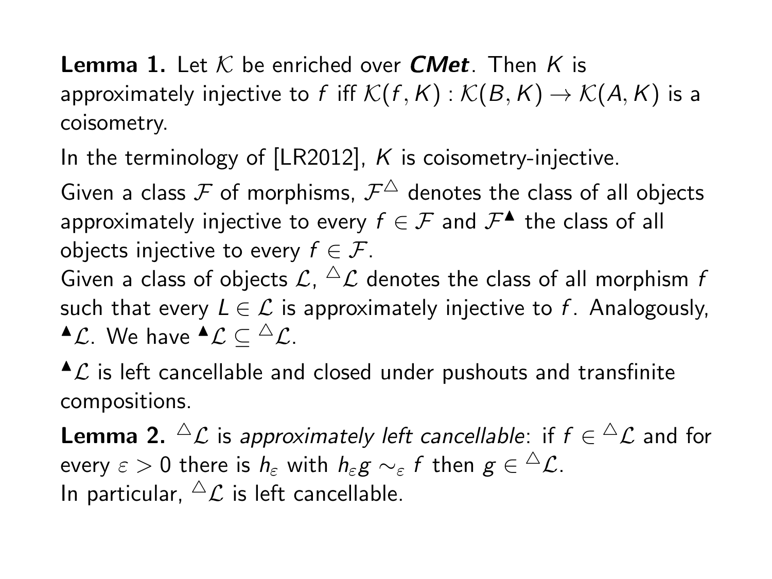**Lemma 1.** Let $\mathcal{K}$ be enriched over ***CMet***. Then $K$ is approximately injective to $f$ iff $\mathcal{K}(f, K) : \mathcal{K}(B, K) \to \mathcal{K}(A, K)$ is a coisometry.

In the terminology of [LR2012], $K$ is coisometry-injective.

Given a class $\mathcal{F}$ of morphisms, $\mathcal{F}^{\triangle}$ denotes the class of all objects approximately injective to every $f \in \mathcal{F}$ and $\mathcal{F}^{\blacktriangle}$ the class of all objects injective to every $f \in \mathcal{F}$.
Given a class of objects $\mathcal{L}$, ${}^{\triangle}\mathcal{L}$ denotes the class of all morphism $f$ such that every $L \in \mathcal{L}$ is approximately injective to $f$. Analogously, ${}^{\blacktriangle}\mathcal{L}$. We have ${}^{\blacktriangle}\mathcal{L} \subseteq {}^{\triangle}\mathcal{L}$.

${}^{\blacktriangle}\mathcal{L}$ is left cancellable and closed under pushouts and transfinite compositions.

**Lemma 2.** ${}^{\triangle}\mathcal{L}$ is *approximately left cancellable*: if $f \in {}^{\triangle}\mathcal{L}$ and for every $\varepsilon > 0$ there is $h_\varepsilon$ with $h_\varepsilon g \sim_\varepsilon f$ then $g \in {}^{\triangle}\mathcal{L}$.
In particular, ${}^{\triangle}\mathcal{L}$ is left cancellable.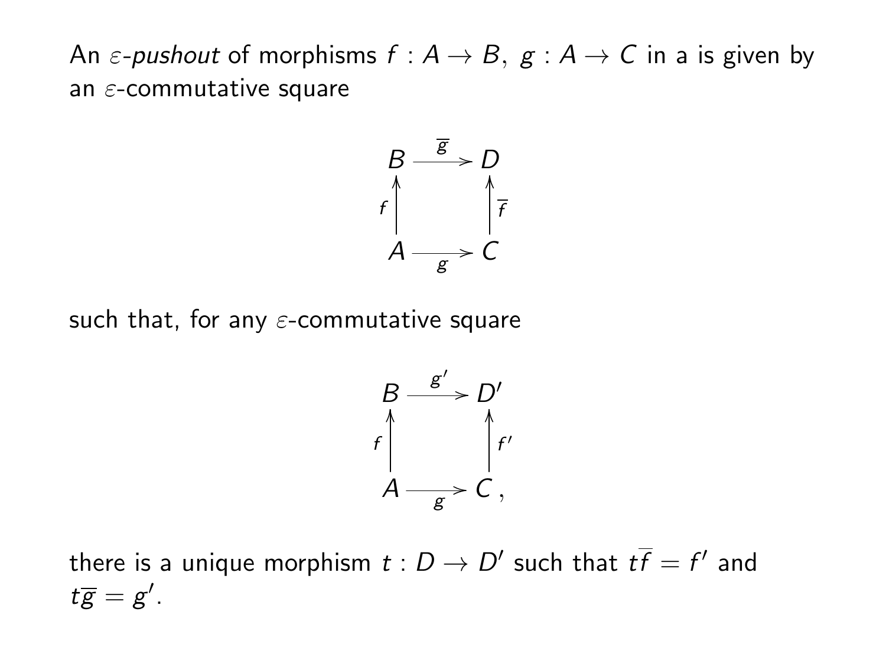An $\varepsilon$-*pushout* of morphisms $f : A \to B,\ g : A \to C$ in a is given by an $\varepsilon$-commutative square

$$\begin{array}{ccc} B & \xrightarrow{\overline{g}} & D \\ {\scriptstyle f}\uparrow & & \uparrow{\scriptstyle \overline{f}} \\ A & \xrightarrow[g]{} & C \end{array}$$

such that, for any $\varepsilon$-commutative square

$$\begin{array}{ccc} B & \xrightarrow{g'} & D' \\ {\scriptstyle f}\uparrow & & \uparrow{\scriptstyle f'} \\ A & \xrightarrow[g]{} & C\,, \end{array}$$

there is a unique morphism $t : D \to D'$ such that $t\overline{f} = f'$ and $t\overline{g} = g'$.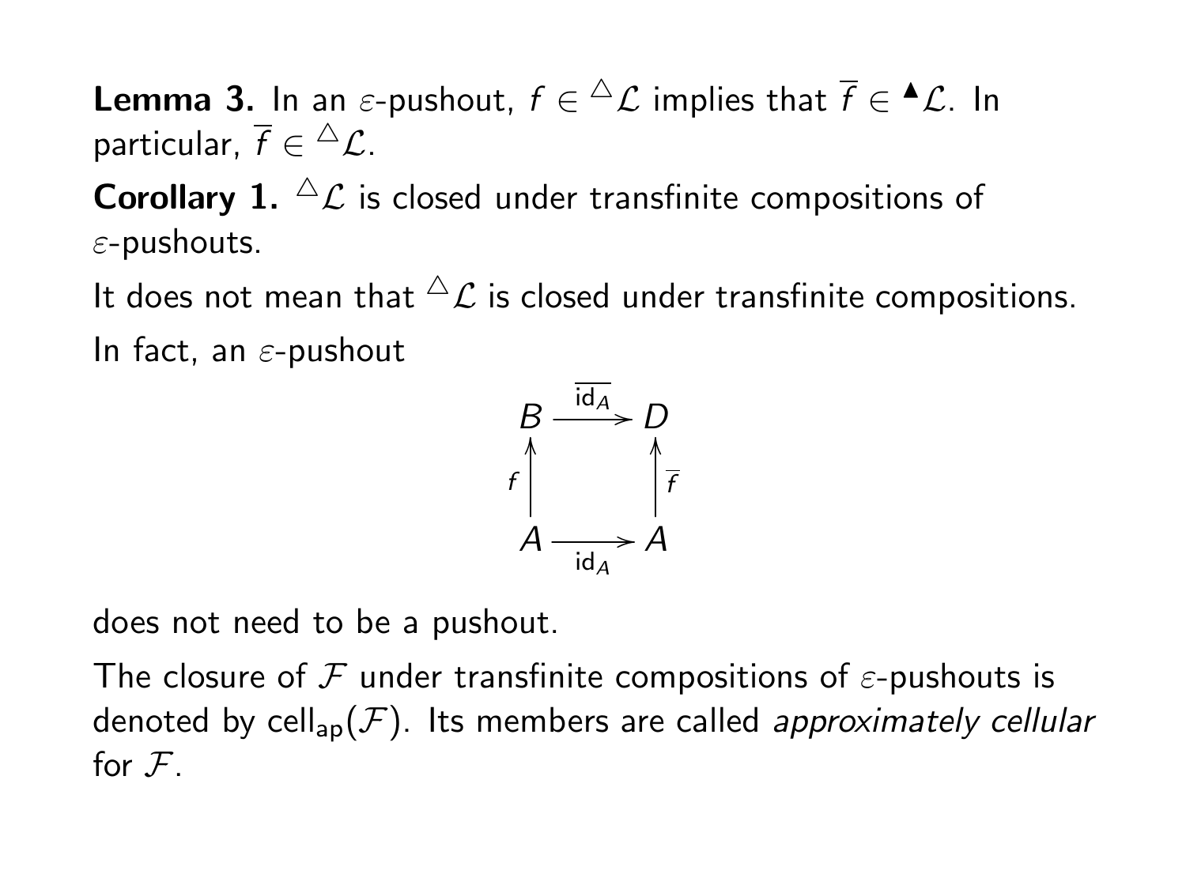**Lemma 3.** In an $\varepsilon$-pushout, $f \in {}^{\triangle}\mathcal{L}$ implies that $\overline{f} \in {}^{\blacktriangle}\mathcal{L}$. In particular, $\overline{f} \in {}^{\triangle}\mathcal{L}$.

**Corollary 1.** ${}^{\triangle}\mathcal{L}$ is closed under transfinite compositions of $\varepsilon$-pushouts.

It does not mean that ${}^{\triangle}\mathcal{L}$ is closed under transfinite compositions.

In fact, an $\varepsilon$-pushout

$$
\begin{array}{ccc}
B & \xrightarrow{\overline{\mathrm{id}_A}} & D \\
{\scriptstyle f}\uparrow & & \uparrow{\scriptstyle \overline{f}} \\
A & \xrightarrow[\mathrm{id}_A]{} & A
\end{array}
$$

does not need to be a pushout.

The closure of $\mathcal{F}$ under transfinite compositions of $\varepsilon$-pushouts is denoted by $\mathrm{cell}_{\mathrm{ap}}(\mathcal{F})$. Its members are called *approximately cellular* for $\mathcal{F}$.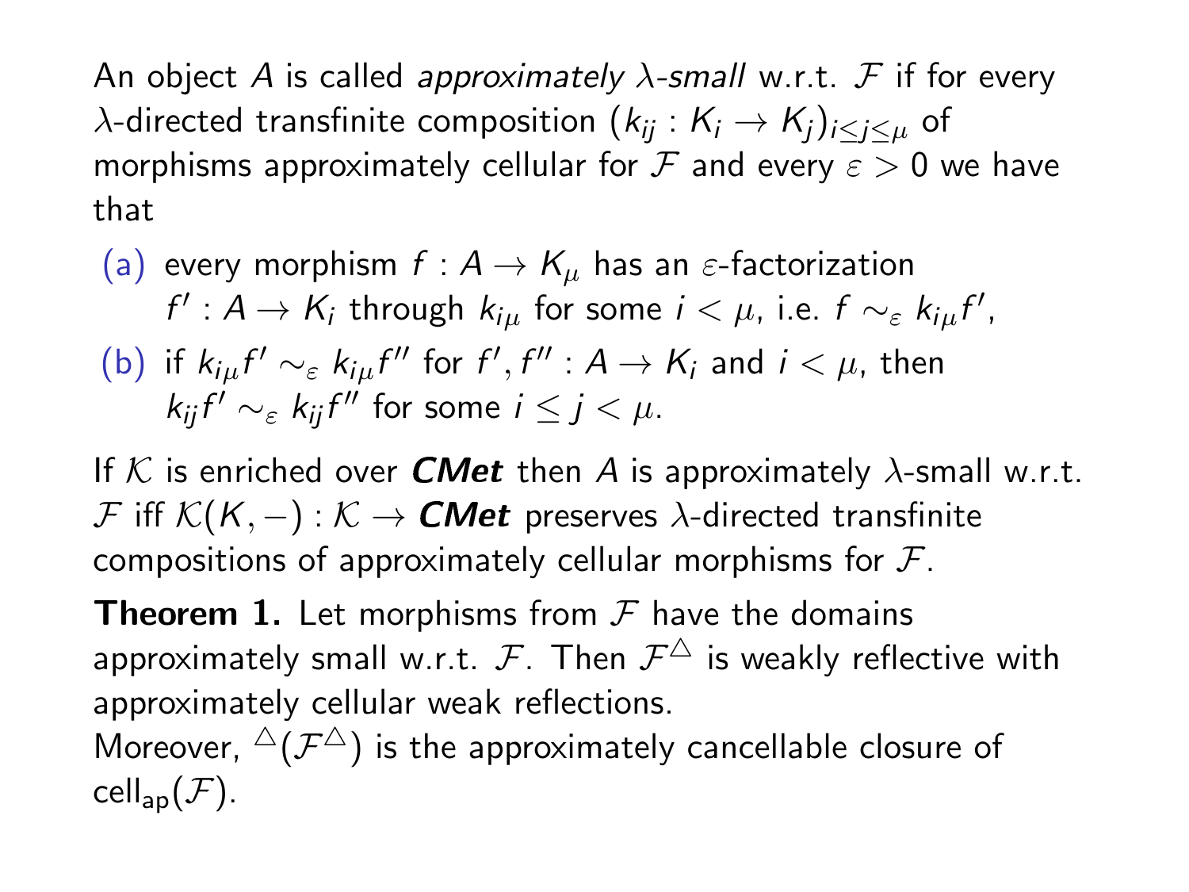An object $A$ is called *approximately $\lambda$-small* w.r.t. $\mathcal{F}$ if for every $\lambda$-directed transfinite composition $(k_{ij} : K_i \to K_j)_{i \leq j \leq \mu}$ of morphisms approximately cellular for $\mathcal{F}$ and every $\varepsilon > 0$ we have that

(a) every morphism $f : A \to K_\mu$ has an $\varepsilon$-factorization $f' : A \to K_i$ through $k_{i\mu}$ for some $i < \mu$, i.e. $f \sim_\varepsilon k_{i\mu} f'$,

(b) if $k_{i\mu} f' \sim_\varepsilon k_{i\mu} f''$ for $f', f'' : A \to K_i$ and $i < \mu$, then $k_{ij} f' \sim_\varepsilon k_{ij} f''$ for some $i \leq j < \mu$.

If $\mathcal{K}$ is enriched over ***CMet*** then $A$ is approximately $\lambda$-small w.r.t. $\mathcal{F}$ iff $\mathcal{K}(K, -) : \mathcal{K} \to$ ***CMet*** preserves $\lambda$-directed transfinite compositions of approximately cellular morphisms for $\mathcal{F}$.

**Theorem 1.** Let morphisms from $\mathcal{F}$ have the domains approximately small w.r.t. $\mathcal{F}$. Then $\mathcal{F}^\triangle$ is weakly reflective with approximately cellular weak reflections.
Moreover, ${}^\triangle(\mathcal{F}^\triangle)$ is the approximately cancellable closure of $\mathrm{cell}_{\mathrm{ap}}(\mathcal{F})$.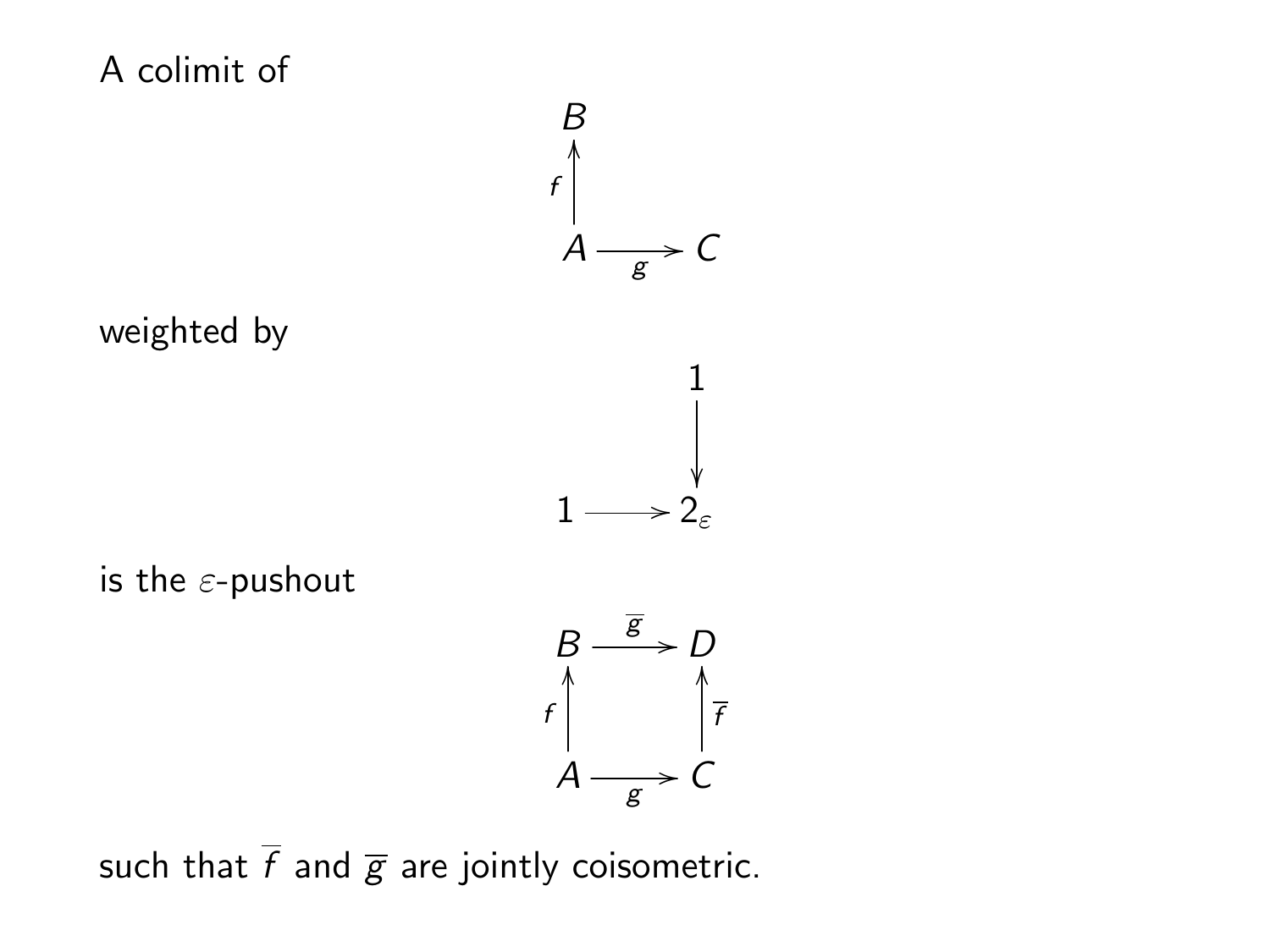A colimit of

$$\begin{array}{ccc} B & & \\ \uparrow f & & \\ A & \xrightarrow{g} & C \end{array}$$

weighted by

$$\begin{array}{ccc} & & 1 \\ & & \downarrow \\ 1 & \longrightarrow & 2_\varepsilon \end{array}$$

is the $\varepsilon$-pushout

$$\begin{array}{ccc} B & \xrightarrow{\overline{g}} & D \\ \uparrow f & & \uparrow \overline{f} \\ A & \xrightarrow{g} & C \end{array}$$

such that $\overline{f}$ and $\overline{g}$ are jointly coisometric.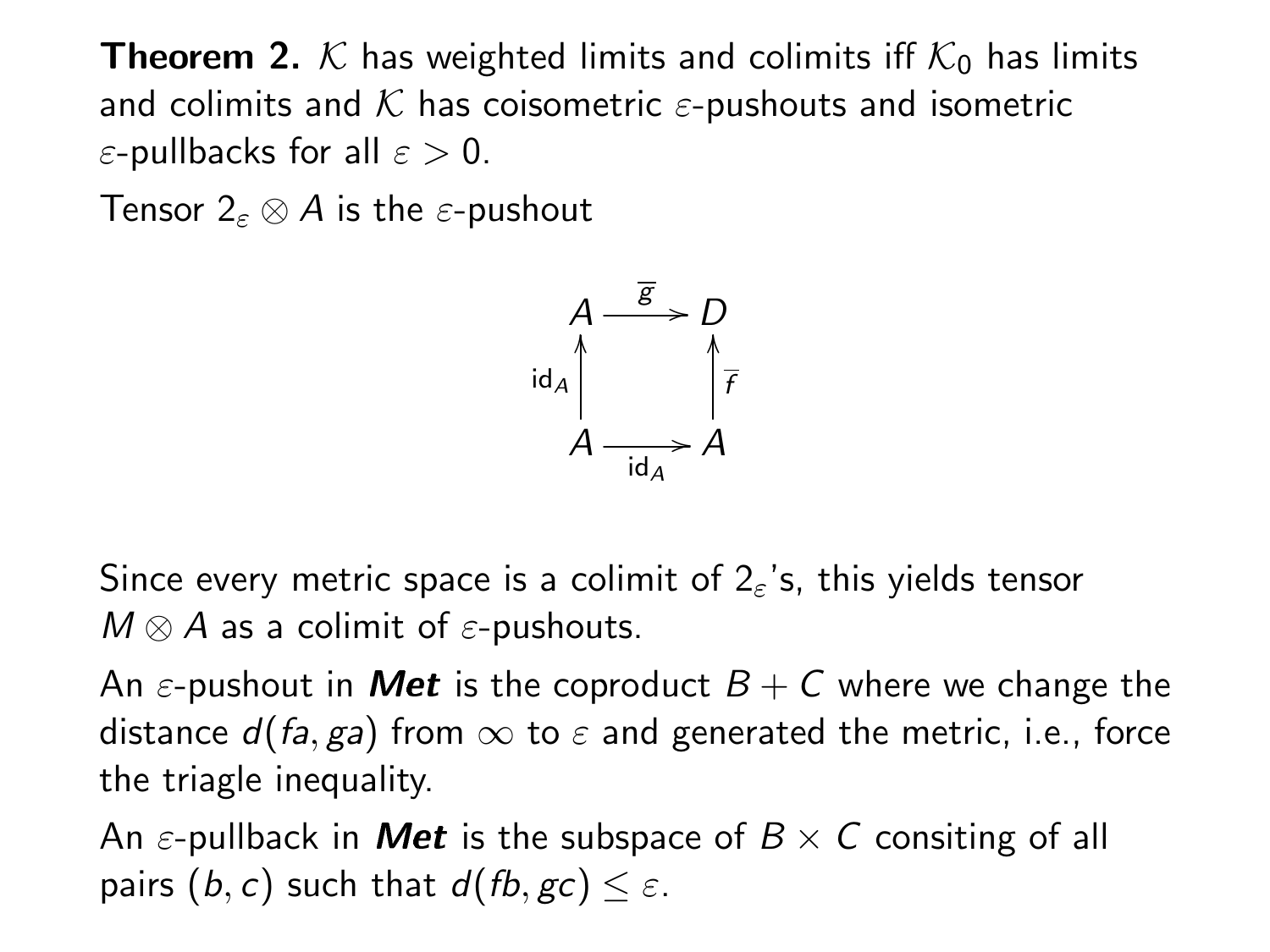**Theorem 2.** $\mathcal{K}$ has weighted limits and colimits iff $\mathcal{K}_0$ has limits and colimits and $\mathcal{K}$ has coisometric $\varepsilon$-pushouts and isometric $\varepsilon$-pullbacks for all $\varepsilon > 0$.

Tensor $2_\varepsilon \otimes A$ is the $\varepsilon$-pushout

$$
\begin{array}{ccc}
A & \xrightarrow{\overline{g}} & D \\
\uparrow{\scriptstyle \mathrm{id}_A} & & \uparrow{\scriptstyle \overline{f}} \\
A & \xrightarrow[\mathrm{id}_A]{} & A
\end{array}
$$

Since every metric space is a colimit of $2_\varepsilon$'s, this yields tensor $M \otimes A$ as a colimit of $\varepsilon$-pushouts.

An $\varepsilon$-pushout in ***Met*** is the coproduct $B + C$ where we change the distance $d(fa, ga)$ from $\infty$ to $\varepsilon$ and generated the metric, i.e., force the triagle inequality.

An $\varepsilon$-pullback in ***Met*** is the subspace of $B \times C$ consiting of all pairs $(b, c)$ such that $d(fb, gc) \leq \varepsilon$.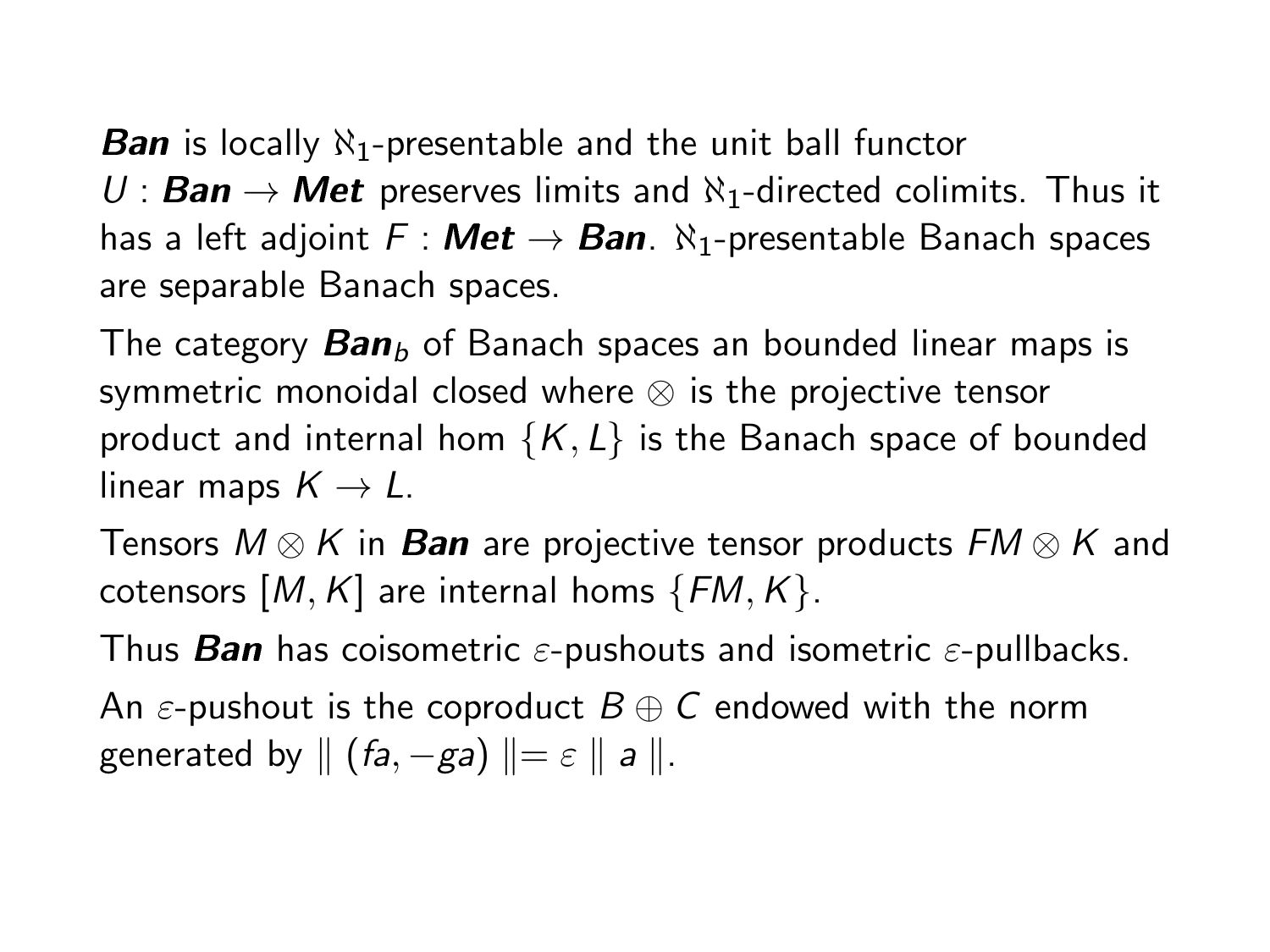***Ban*** is locally $\aleph_1$-presentable and the unit ball functor $U : \textbf{\textit{Ban}} \to \textbf{\textit{Met}}$ preserves limits and $\aleph_1$-directed colimits. Thus it has a left adjoint $F : \textbf{\textit{Met}} \to \textbf{\textit{Ban}}$. $\aleph_1$-presentable Banach spaces are separable Banach spaces.

The category $\textbf{\textit{Ban}}_b$ of Banach spaces an bounded linear maps is symmetric monoidal closed where $\otimes$ is the projective tensor product and internal hom $\{K, L\}$ is the Banach space of bounded linear maps $K \to L$.

Tensors $M \otimes K$ in ***Ban*** are projective tensor products $FM \otimes K$ and cotensors $[M, K]$ are internal homs $\{FM, K\}$.

Thus ***Ban*** has coisometric $\varepsilon$-pushouts and isometric $\varepsilon$-pullbacks.

An $\varepsilon$-pushout is the coproduct $B \oplus C$ endowed with the norm generated by $\| (fa, -ga) \| = \varepsilon \| a \|$.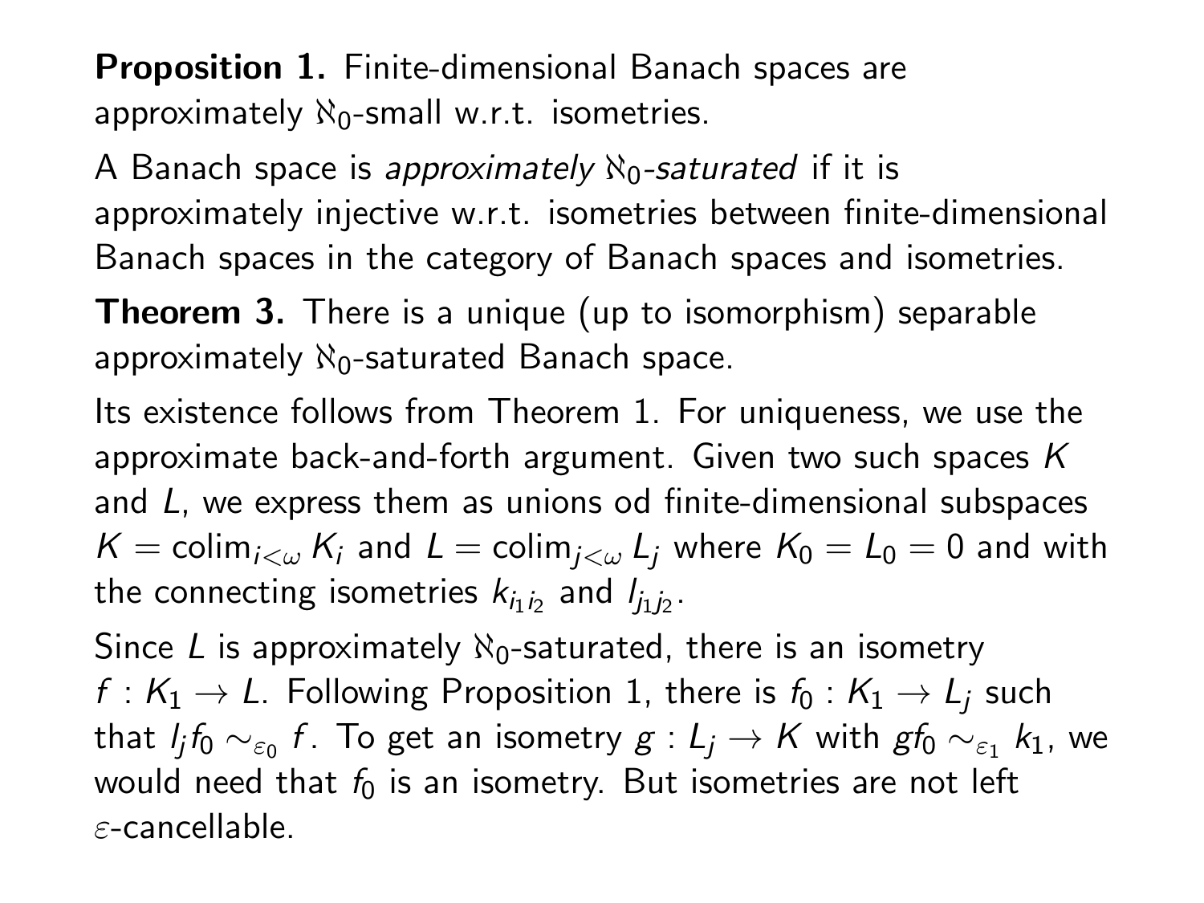**Proposition 1.** Finite-dimensional Banach spaces are approximately $\aleph_0$-small w.r.t. isometries.

A Banach space is *approximately* $\aleph_0$*-saturated* if it is approximately injective w.r.t. isometries between finite-dimensional Banach spaces in the category of Banach spaces and isometries.

**Theorem 3.** There is a unique (up to isomorphism) separable approximately $\aleph_0$-saturated Banach space.

Its existence follows from Theorem 1. For uniqueness, we use the approximate back-and-forth argument. Given two such spaces $K$ and $L$, we express them as unions od finite-dimensional subspaces $K = \operatorname{colim}_{i<\omega} K_i$ and $L = \operatorname{colim}_{j<\omega} L_j$ where $K_0 = L_0 = 0$ and with the connecting isometries $k_{i_1 i_2}$ and $l_{j_1 j_2}$.

Since $L$ is approximately $\aleph_0$-saturated, there is an isometry $f : K_1 \to L$. Following Proposition 1, there is $f_0 : K_1 \to L_j$ such that $l_j f_0 \sim_{\varepsilon_0} f$. To get an isometry $g : L_j \to K$ with $g f_0 \sim_{\varepsilon_1} k_1$, we would need that $f_0$ is an isometry. But isometries are not left $\varepsilon$-cancellable.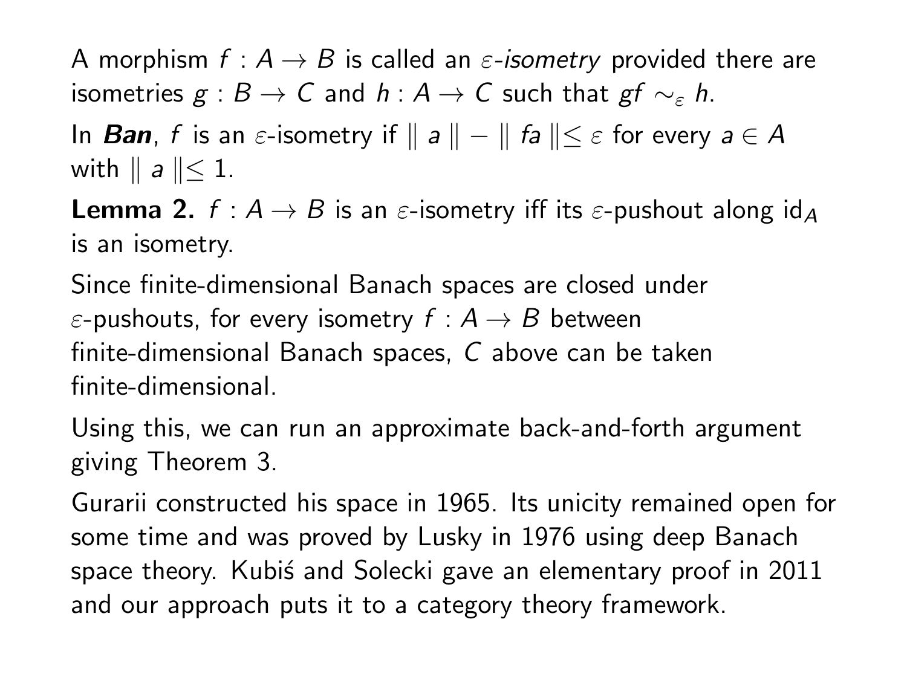A morphism $f : A \to B$ is called an *$\varepsilon$-isometry* provided there are isometries $g : B \to C$ and $h : A \to C$ such that $gf \sim_\varepsilon h$.

In ***Ban***, $f$ is an $\varepsilon$-isometry if $\| a \| - \| fa \| \leq \varepsilon$ for every $a \in A$ with $\| a \| \leq 1$.

**Lemma 2.** $f : A \to B$ is an $\varepsilon$-isometry iff its $\varepsilon$-pushout along $\mathrm{id}_A$ is an isometry.

Since finite-dimensional Banach spaces are closed under $\varepsilon$-pushouts, for every isometry $f : A \to B$ between finite-dimensional Banach spaces, $C$ above can be taken finite-dimensional.

Using this, we can run an approximate back-and-forth argument giving Theorem 3.

Gurarii constructed his space in 1965. Its unicity remained open for some time and was proved by Lusky in 1976 using deep Banach space theory. Kubiś and Solecki gave an elementary proof in 2011 and our approach puts it to a category theory framework.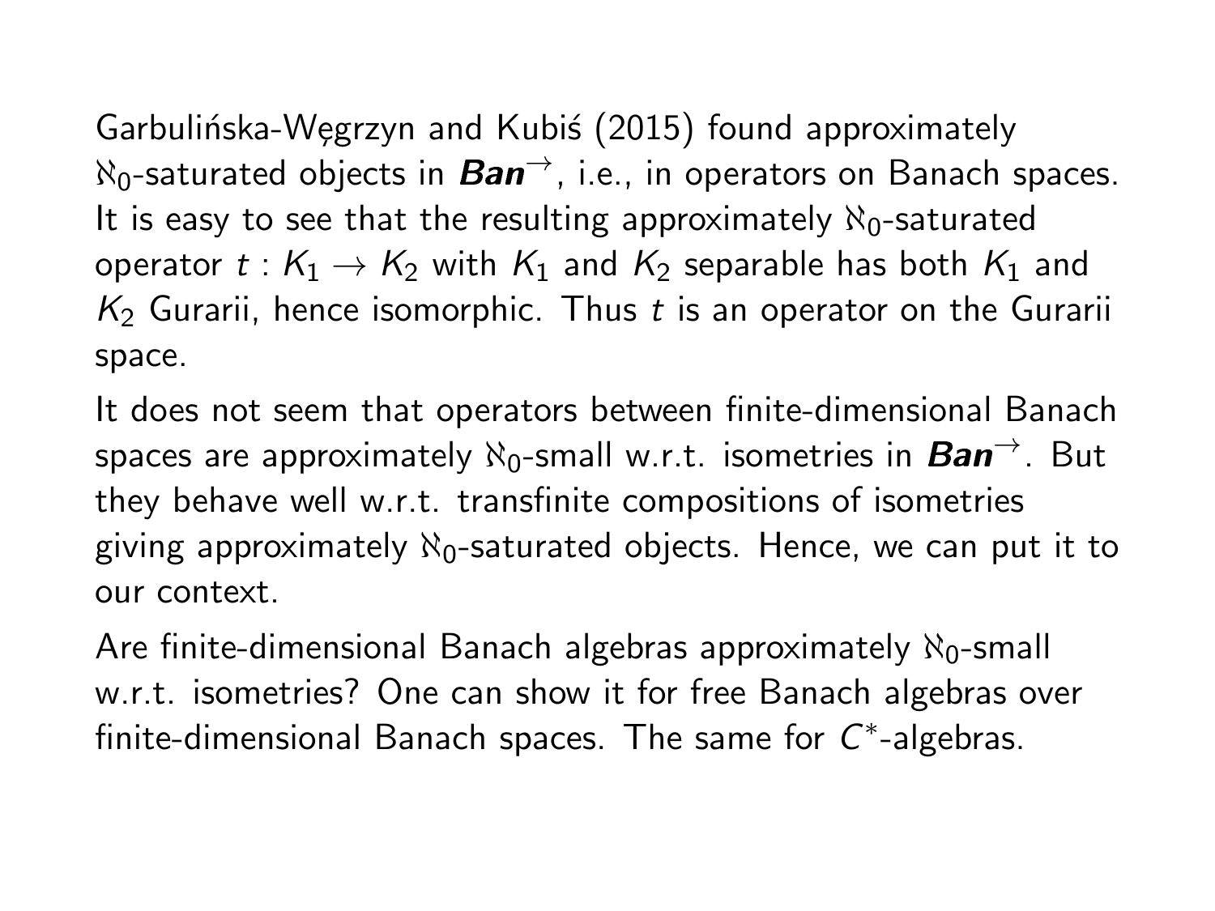Garbulińska-Węgrzyn and Kubiś (2015) found approximately $\aleph_0$-saturated objects in $\boldsymbol{Ban}^{\rightarrow}$, i.e., in operators on Banach spaces. It is easy to see that the resulting approximately $\aleph_0$-saturated operator $t : K_1 \rightarrow K_2$ with $K_1$ and $K_2$ separable has both $K_1$ and $K_2$ Gurarii, hence isomorphic. Thus $t$ is an operator on the Gurarii space.

It does not seem that operators between finite-dimensional Banach spaces are approximately $\aleph_0$-small w.r.t. isometries in $\boldsymbol{Ban}^{\rightarrow}$. But they behave well w.r.t. transfinite compositions of isometries giving approximately $\aleph_0$-saturated objects. Hence, we can put it to our context.

Are finite-dimensional Banach algebras approximately $\aleph_0$-small w.r.t. isometries? One can show it for free Banach algebras over finite-dimensional Banach spaces. The same for $C^*$-algebras.